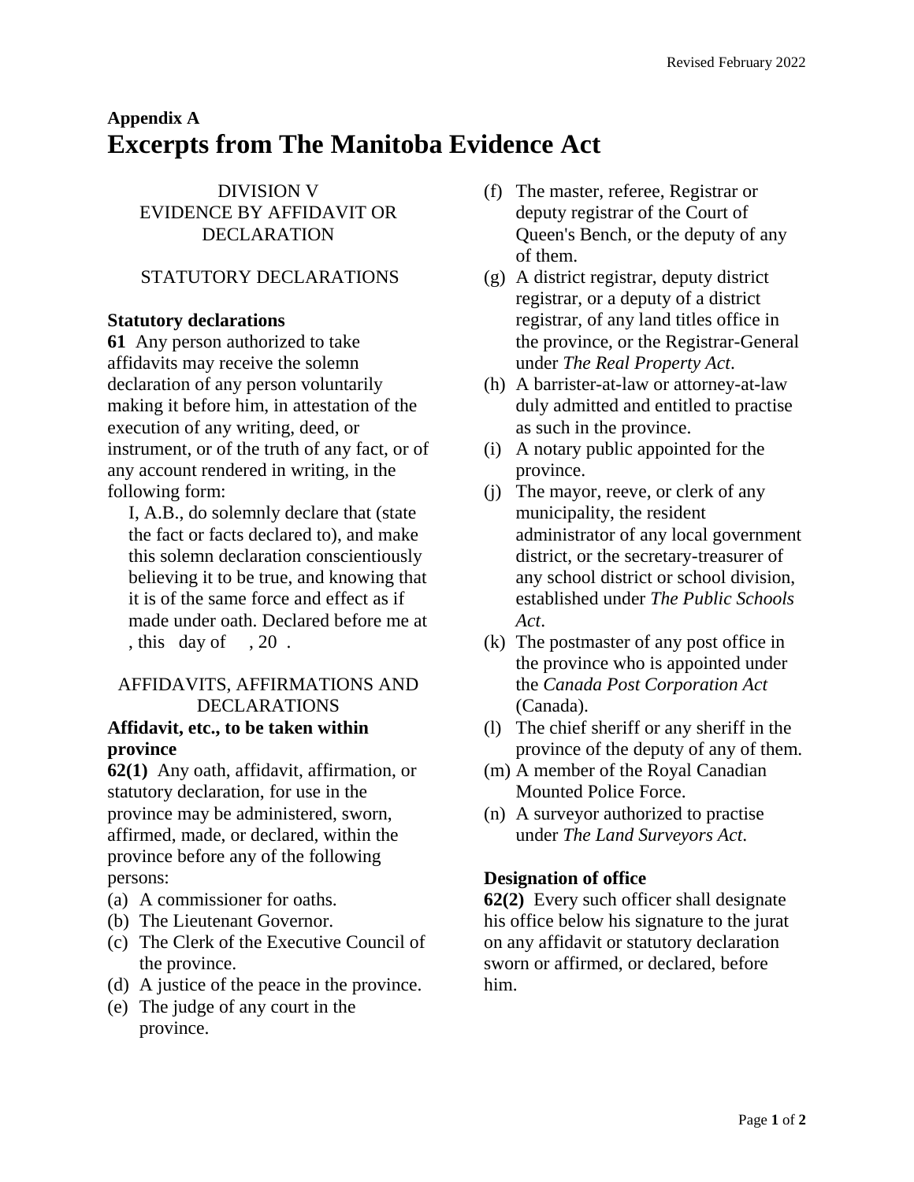## Appendix A

# Excerpts from The Manitoba Evidence Act

DIVISION V
EVIDENCE BY AFFIDAVIT OR DECLARATION

STATUTORY DECLARATIONS

**Statutory declarations**

**61** Any person authorized to take affidavits may receive the solemn declaration of any person voluntarily making it before him, in attestation of the execution of any writing, deed, or instrument, or of the truth of any fact, or of any account rendered in writing, in the following form:

> I, A.B., do solemnly declare that (state the fact or facts declared to), and make this solemn declaration conscientiously believing it to be true, and knowing that it is of the same force and effect as if made under oath. Declared before me at , this day of , 20 .

AFFIDAVITS, AFFIRMATIONS AND DECLARATIONS

**Affidavit, etc., to be taken within province**

**62(1)** Any oath, affidavit, affirmation, or statutory declaration, for use in the province may be administered, sworn, affirmed, made, or declared, within the province before any of the following persons:

(a) A commissioner for oaths.
(b) The Lieutenant Governor.
(c) The Clerk of the Executive Council of the province.
(d) A justice of the peace in the province.
(e) The judge of any court in the province.
(f) The master, referee, Registrar or deputy registrar of the Court of Queen's Bench, or the deputy of any of them.
(g) A district registrar, deputy district registrar, or a deputy of a district registrar, of any land titles office in the province, or the Registrar-General under *The Real Property Act*.
(h) A barrister-at-law or attorney-at-law duly admitted and entitled to practise as such in the province.
(i) A notary public appointed for the province.
(j) The mayor, reeve, or clerk of any municipality, the resident administrator of any local government district, or the secretary-treasurer of any school district or school division, established under *The Public Schools Act*.
(k) The postmaster of any post office in the province who is appointed under the *Canada Post Corporation Act* (Canada).
(l) The chief sheriff or any sheriff in the province of the deputy of any of them.
(m) A member of the Royal Canadian Mounted Police Force.
(n) A surveyor authorized to practise under *The Land Surveyors Act*.

**Designation of office**

**62(2)** Every such officer shall designate his office below his signature to the jurat on any affidavit or statutory declaration sworn or affirmed, or declared, before him.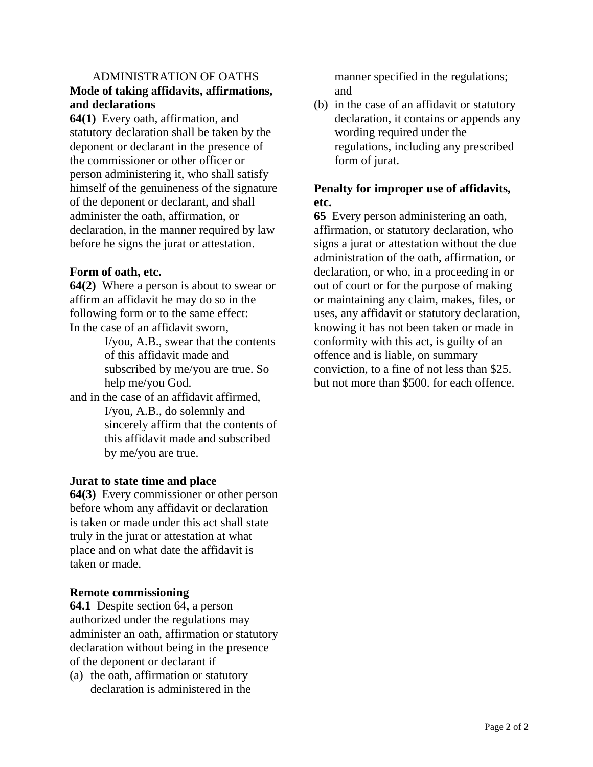ADMINISTRATION OF OATHS

**Mode of taking affidavits, affirmations, and declarations**

**64(1)** Every oath, affirmation, and statutory declaration shall be taken by the deponent or declarant in the presence of the commissioner or other officer or person administering it, who shall satisfy himself of the genuineness of the signature of the deponent or declarant, and shall administer the oath, affirmation, or declaration, in the manner required by law before he signs the jurat or attestation.

**Form of oath, etc.**

**64(2)** Where a person is about to swear or affirm an affidavit he may do so in the following form or to the same effect:

In the case of an affidavit sworn,

> I/you, A.B., swear that the contents of this affidavit made and subscribed by me/you are true. So help me/you God.

and in the case of an affidavit affirmed,

> I/you, A.B., do solemnly and sincerely affirm that the contents of this affidavit made and subscribed by me/you are true.

**Jurat to state time and place**

**64(3)** Every commissioner or other person before whom any affidavit or declaration is taken or made under this act shall state truly in the jurat or attestation at what place and on what date the affidavit is taken or made.

**Remote commissioning**

**64.1** Despite section 64, a person authorized under the regulations may administer an oath, affirmation or statutory declaration without being in the presence of the deponent or declarant if

(a) the oath, affirmation or statutory declaration is administered in the manner specified in the regulations; and

(b) in the case of an affidavit or statutory declaration, it contains or appends any wording required under the regulations, including any prescribed form of jurat.

**Penalty for improper use of affidavits, etc.**

**65** Every person administering an oath, affirmation, or statutory declaration, who signs a jurat or attestation without the due administration of the oath, affirmation, or declaration, or who, in a proceeding in or out of court or for the purpose of making or maintaining any claim, makes, files, or uses, any affidavit or statutory declaration, knowing it has not been taken or made in conformity with this act, is guilty of an offence and is liable, on summary conviction, to a fine of not less than $25. but not more than $500. for each offence.